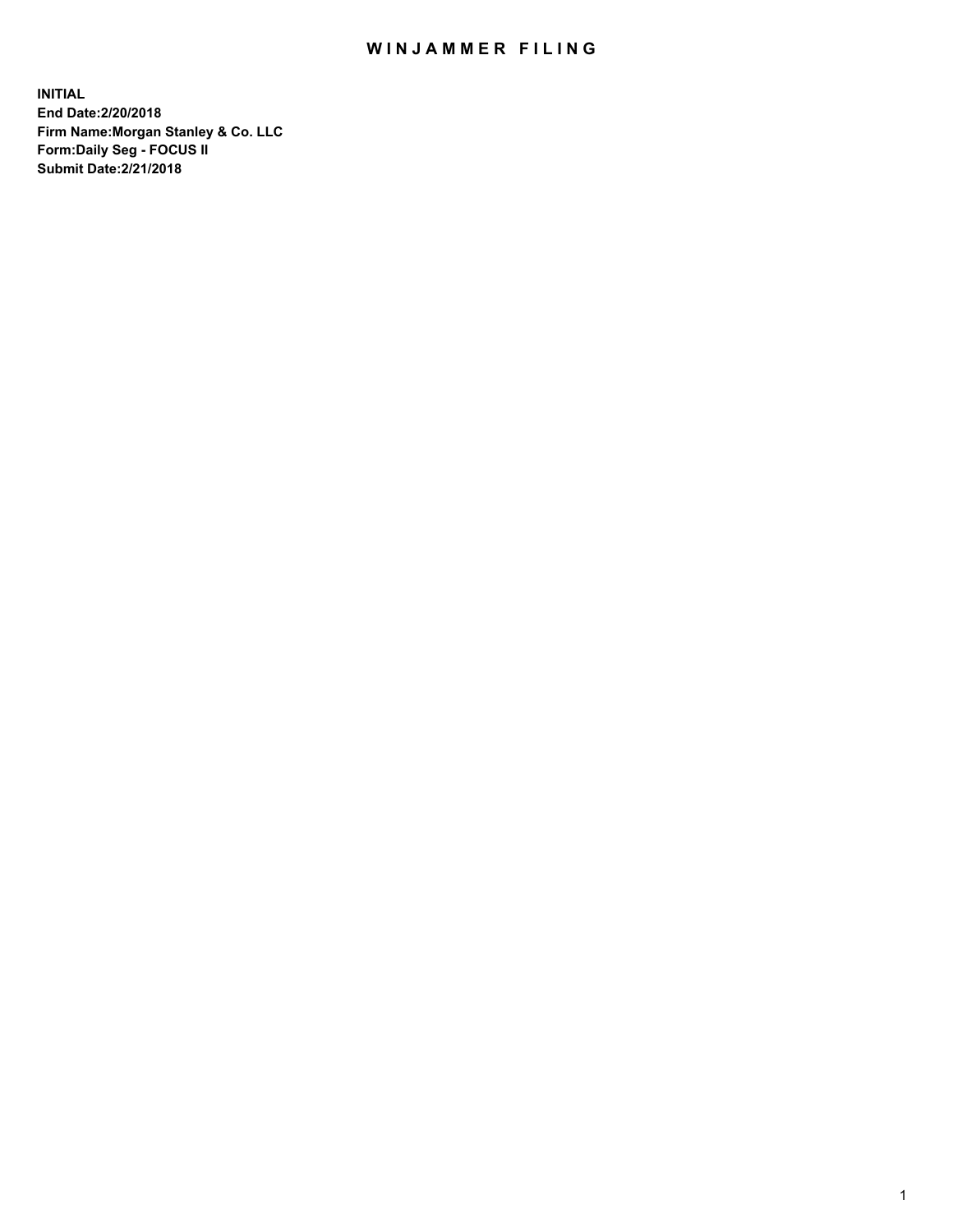# WINJAMMER FILING

**INITIAL**
**End Date:2/20/2018**
**Firm Name:Morgan Stanley & Co. LLC**
**Form:Daily Seg - FOCUS II**
**Submit Date:2/21/2018**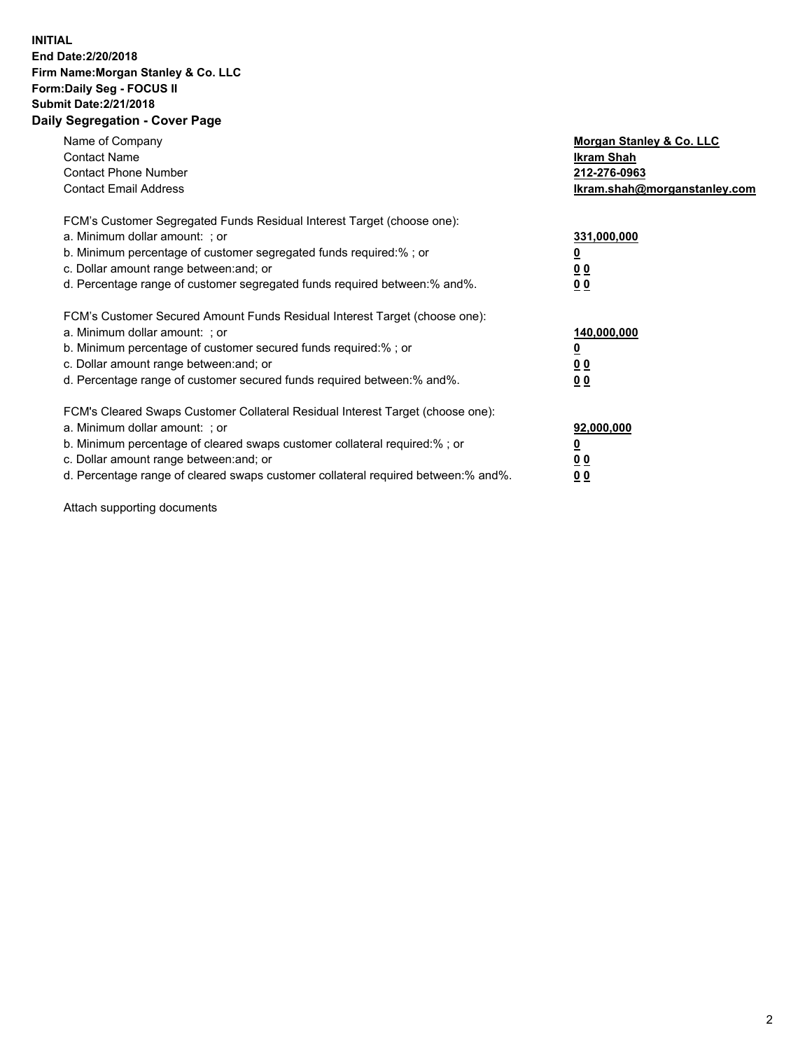**INITIAL**
**End Date:2/20/2018**
**Firm Name:Morgan Stanley & Co. LLC**
**Form:Daily Seg - FOCUS II**
**Submit Date:2/21/2018**
**Daily Segregation - Cover Page**

| | |
|---|---|
| Name of Company | **Morgan Stanley & Co. LLC** |
| Contact Name | **Ikram Shah** |
| Contact Phone Number | **212-276-0963** |
| Contact Email Address | **Ikram.shah@morganstanley.com** |

FCM's Customer Segregated Funds Residual Interest Target (choose one):

| | |
|---|---|
| a. Minimum dollar amount: ; or | **331,000,000** |
| b. Minimum percentage of customer segregated funds required:% ; or | **0** |
| c. Dollar amount range between:and; or | **0 0** |
| d. Percentage range of customer segregated funds required between:% and%. | **0 0** |

FCM's Customer Secured Amount Funds Residual Interest Target (choose one):

| | |
|---|---|
| a. Minimum dollar amount: ; or | **140,000,000** |
| b. Minimum percentage of customer secured funds required:% ; or | **0** |
| c. Dollar amount range between:and; or | **0 0** |
| d. Percentage range of customer secured funds required between:% and%. | **0 0** |

FCM's Cleared Swaps Customer Collateral Residual Interest Target (choose one):

| | |
|---|---|
| a. Minimum dollar amount: ; or | **92,000,000** |
| b. Minimum percentage of cleared swaps customer collateral required:% ; or | **0** |
| c. Dollar amount range between:and; or | **0 0** |
| d. Percentage range of cleared swaps customer collateral required between:% and%. | **0 0** |

Attach supporting documents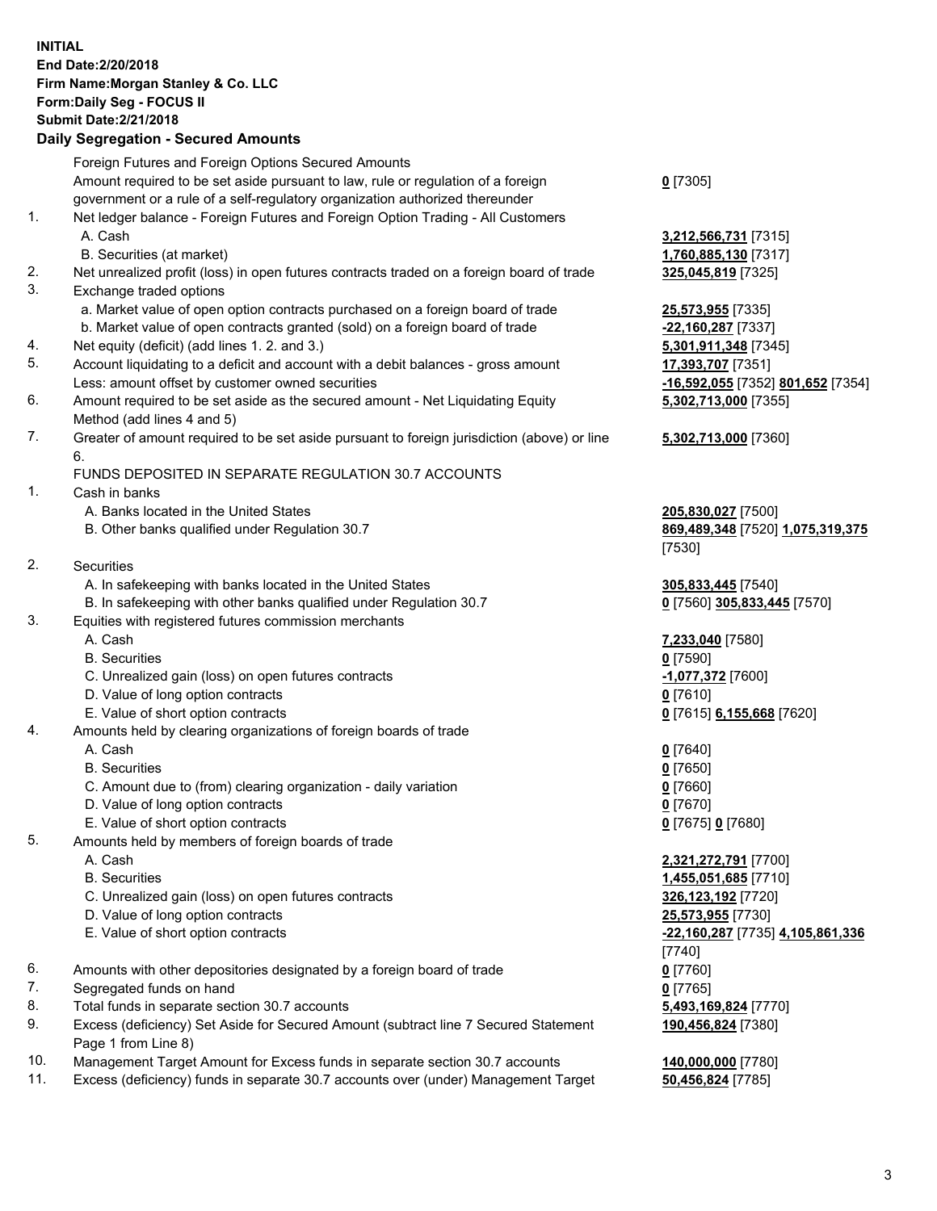**INITIAL**
**End Date:2/20/2018**
**Firm Name:Morgan Stanley & Co. LLC**
**Form:Daily Seg - FOCUS II**
**Submit Date:2/21/2018**

## Daily Segregation - Secured Amounts

| | | |
|---|---|---|
| | Foreign Futures and Foreign Options Secured Amounts | |
| | Amount required to be set aside pursuant to law, rule or regulation of a foreign government or a rule of a self-regulatory organization authorized thereunder | **0** [7305] |
| 1. | Net ledger balance - Foreign Futures and Foreign Option Trading - All Customers | |
| | A. Cash | **3,212,566,731** [7315] |
| | B. Securities (at market) | **1,760,885,130** [7317] |
| 2. | Net unrealized profit (loss) in open futures contracts traded on a foreign board of trade | **325,045,819** [7325] |
| 3. | Exchange traded options | |
| | a. Market value of open option contracts purchased on a foreign board of trade | **25,573,955** [7335] |
| | b. Market value of open contracts granted (sold) on a foreign board of trade | **-22,160,287** [7337] |
| 4. | Net equity (deficit) (add lines 1. 2. and 3.) | **5,301,911,348** [7345] |
| 5. | Account liquidating to a deficit and account with a debit balances - gross amount | **17,393,707** [7351] |
| | Less: amount offset by customer owned securities | **-16,592,055** [7352] **801,652** [7354] |
| 6. | Amount required to be set aside as the secured amount - Net Liquidating Equity Method (add lines 4 and 5) | **5,302,713,000** [7355] |
| 7. | Greater of amount required to be set aside pursuant to foreign jurisdiction (above) or line 6. | **5,302,713,000** [7360] |
| | FUNDS DEPOSITED IN SEPARATE REGULATION 30.7 ACCOUNTS | |
| 1. | Cash in banks | |
| | A. Banks located in the United States | **205,830,027** [7500] |
| | B. Other banks qualified under Regulation 30.7 | **869,489,348** [7520] **1,075,319,375** [7530] |
| 2. | Securities | |
| | A. In safekeeping with banks located in the United States | **305,833,445** [7540] |
| | B. In safekeeping with other banks qualified under Regulation 30.7 | **0** [7560] **305,833,445** [7570] |
| 3. | Equities with registered futures commission merchants | |
| | A. Cash | **7,233,040** [7580] |
| | B. Securities | **0** [7590] |
| | C. Unrealized gain (loss) on open futures contracts | **-1,077,372** [7600] |
| | D. Value of long option contracts | **0** [7610] |
| | E. Value of short option contracts | **0** [7615] **6,155,668** [7620] |
| 4. | Amounts held by clearing organizations of foreign boards of trade | |
| | A. Cash | **0** [7640] |
| | B. Securities | **0** [7650] |
| | C. Amount due to (from) clearing organization - daily variation | **0** [7660] |
| | D. Value of long option contracts | **0** [7670] |
| | E. Value of short option contracts | **0** [7675] **0** [7680] |
| 5. | Amounts held by members of foreign boards of trade | |
| | A. Cash | **2,321,272,791** [7700] |
| | B. Securities | **1,455,051,685** [7710] |
| | C. Unrealized gain (loss) on open futures contracts | **326,123,192** [7720] |
| | D. Value of long option contracts | **25,573,955** [7730] |
| | E. Value of short option contracts | **-22,160,287** [7735] **4,105,861,336** [7740] |
| 6. | Amounts with other depositories designated by a foreign board of trade | **0** [7760] |
| 7. | Segregated funds on hand | **0** [7765] |
| 8. | Total funds in separate section 30.7 accounts | **5,493,169,824** [7770] |
| 9. | Excess (deficiency) Set Aside for Secured Amount (subtract line 7 Secured Statement Page 1 from Line 8) | **190,456,824** [7380] |
| 10. | Management Target Amount for Excess funds in separate section 30.7 accounts | **140,000,000** [7780] |
| 11. | Excess (deficiency) funds in separate 30.7 accounts over (under) Management Target | **50,456,824** [7785] |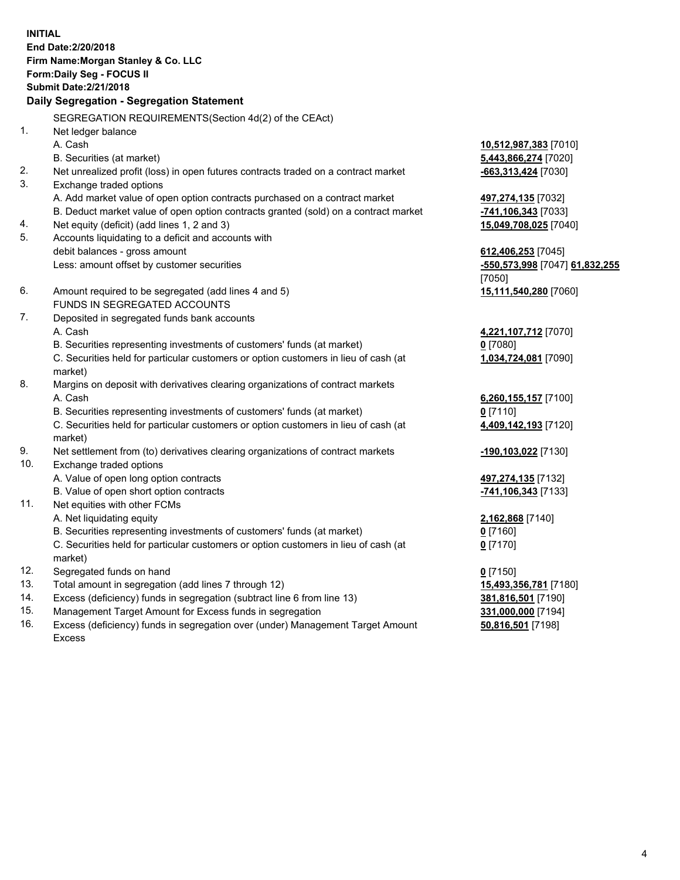**INITIAL**
**End Date:2/20/2018**
**Firm Name:Morgan Stanley & Co. LLC**
**Form:Daily Seg - FOCUS II**
**Submit Date:2/21/2018**

**Daily Segregation - Segregation Statement**

SEGREGATION REQUIREMENTS(Section 4d(2) of the CEAct)

| | | |
|---|---|---|
| 1. | Net ledger balance | |
| | A. Cash | **10,512,987,383** [7010] |
| | B. Securities (at market) | **5,443,866,274** [7020] |
| 2. | Net unrealized profit (loss) in open futures contracts traded on a contract market | **-663,313,424** [7030] |
| 3. | Exchange traded options | |
| | A. Add market value of open option contracts purchased on a contract market | **497,274,135** [7032] |
| | B. Deduct market value of open option contracts granted (sold) on a contract market | **-741,106,343** [7033] |
| 4. | Net equity (deficit) (add lines 1, 2 and 3) | **15,049,708,025** [7040] |
| 5. | Accounts liquidating to a deficit and accounts with debit balances - gross amount | **612,406,253** [7045] |
| | Less: amount offset by customer securities | **-550,573,998** [7047] **61,832,255** [7050] |
| 6. | Amount required to be segregated (add lines 4 and 5) | **15,111,540,280** [7060] |
| | FUNDS IN SEGREGATED ACCOUNTS | |
| 7. | Deposited in segregated funds bank accounts | |
| | A. Cash | **4,221,107,712** [7070] |
| | B. Securities representing investments of customers' funds (at market) | **0** [7080] |
| | C. Securities held for particular customers or option customers in lieu of cash (at market) | **1,034,724,081** [7090] |
| 8. | Margins on deposit with derivatives clearing organizations of contract markets | |
| | A. Cash | **6,260,155,157** [7100] |
| | B. Securities representing investments of customers' funds (at market) | **0** [7110] |
| | C. Securities held for particular customers or option customers in lieu of cash (at market) | **4,409,142,193** [7120] |
| 9. | Net settlement from (to) derivatives clearing organizations of contract markets | **-190,103,022** [7130] |
| 10. | Exchange traded options | |
| | A. Value of open long option contracts | **497,274,135** [7132] |
| | B. Value of open short option contracts | **-741,106,343** [7133] |
| 11. | Net equities with other FCMs | |
| | A. Net liquidating equity | **2,162,868** [7140] |
| | B. Securities representing investments of customers' funds (at market) | **0** [7160] |
| | C. Securities held for particular customers or option customers in lieu of cash (at market) | **0** [7170] |
| 12. | Segregated funds on hand | **0** [7150] |
| 13. | Total amount in segregation (add lines 7 through 12) | **15,493,356,781** [7180] |
| 14. | Excess (deficiency) funds in segregation (subtract line 6 from line 13) | **381,816,501** [7190] |
| 15. | Management Target Amount for Excess funds in segregation | **331,000,000** [7194] |
| 16. | Excess (deficiency) funds in segregation over (under) Management Target Amount Excess | **50,816,501** [7198] |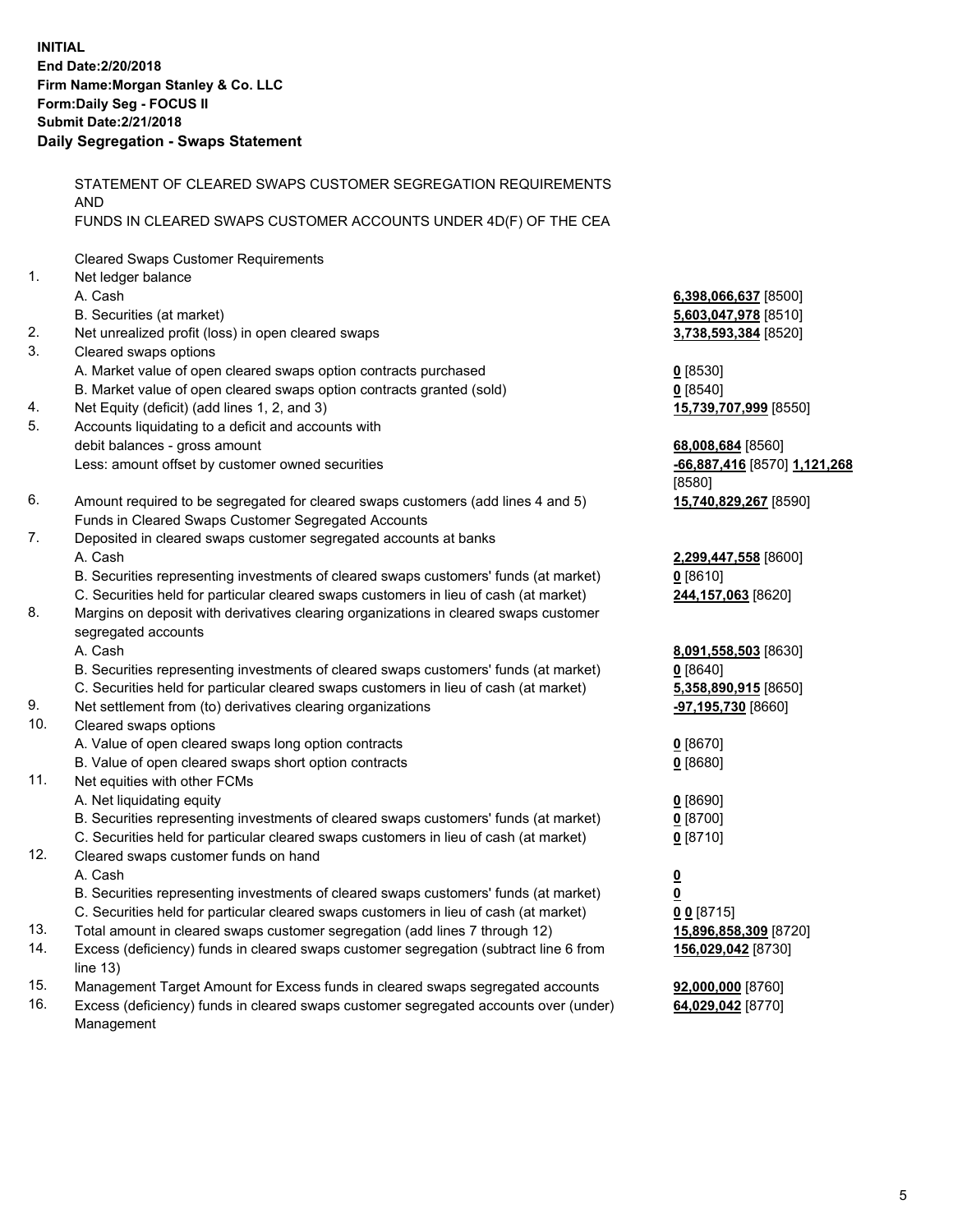**INITIAL**
**End Date:2/20/2018**
**Firm Name:Morgan Stanley & Co. LLC**
**Form:Daily Seg - FOCUS II**
**Submit Date:2/21/2018**
**Daily Segregation - Swaps Statement**

STATEMENT OF CLEARED SWAPS CUSTOMER SEGREGATION REQUIREMENTS AND FUNDS IN CLEARED SWAPS CUSTOMER ACCOUNTS UNDER 4D(F) OF THE CEA

| | | |
|---|---|---|
| | Cleared Swaps Customer Requirements | |
| 1. | Net ledger balance | |
| | A. Cash | **6,398,066,637** [8500] |
| | B. Securities (at market) | **5,603,047,978** [8510] |
| 2. | Net unrealized profit (loss) in open cleared swaps | **3,738,593,384** [8520] |
| 3. | Cleared swaps options | |
| | A. Market value of open cleared swaps option contracts purchased | **0** [8530] |
| | B. Market value of open cleared swaps option contracts granted (sold) | **0** [8540] |
| 4. | Net Equity (deficit) (add lines 1, 2, and 3) | **15,739,707,999** [8550] |
| 5. | Accounts liquidating to a deficit and accounts with debit balances - gross amount | **68,008,684** [8560] |
| | Less: amount offset by customer owned securities | **-66,887,416** [8570] **1,121,268** [8580] |
| 6. | Amount required to be segregated for cleared swaps customers (add lines 4 and 5) | **15,740,829,267** [8590] |
| | Funds in Cleared Swaps Customer Segregated Accounts | |
| 7. | Deposited in cleared swaps customer segregated accounts at banks | |
| | A. Cash | **2,299,447,558** [8600] |
| | B. Securities representing investments of cleared swaps customers' funds (at market) | **0** [8610] |
| | C. Securities held for particular cleared swaps customers in lieu of cash (at market) | **244,157,063** [8620] |
| 8. | Margins on deposit with derivatives clearing organizations in cleared swaps customer segregated accounts | |
| | A. Cash | **8,091,558,503** [8630] |
| | B. Securities representing investments of cleared swaps customers' funds (at market) | **0** [8640] |
| | C. Securities held for particular cleared swaps customers in lieu of cash (at market) | **5,358,890,915** [8650] |
| 9. | Net settlement from (to) derivatives clearing organizations | **-97,195,730** [8660] |
| 10. | Cleared swaps options | |
| | A. Value of open cleared swaps long option contracts | **0** [8670] |
| | B. Value of open cleared swaps short option contracts | **0** [8680] |
| 11. | Net equities with other FCMs | |
| | A. Net liquidating equity | **0** [8690] |
| | B. Securities representing investments of cleared swaps customers' funds (at market) | **0** [8700] |
| | C. Securities held for particular cleared swaps customers in lieu of cash (at market) | **0** [8710] |
| 12. | Cleared swaps customer funds on hand | |
| | A. Cash | **0** |
| | B. Securities representing investments of cleared swaps customers' funds (at market) | **0** |
| | C. Securities held for particular cleared swaps customers in lieu of cash (at market) | **0** **0** [8715] |
| 13. | Total amount in cleared swaps customer segregation (add lines 7 through 12) | **15,896,858,309** [8720] |
| 14. | Excess (deficiency) funds in cleared swaps customer segregation (subtract line 6 from line 13) | **156,029,042** [8730] |
| 15. | Management Target Amount for Excess funds in cleared swaps segregated accounts | **92,000,000** [8760] |
| 16. | Excess (deficiency) funds in cleared swaps customer segregated accounts over (under) Management | **64,029,042** [8770] |